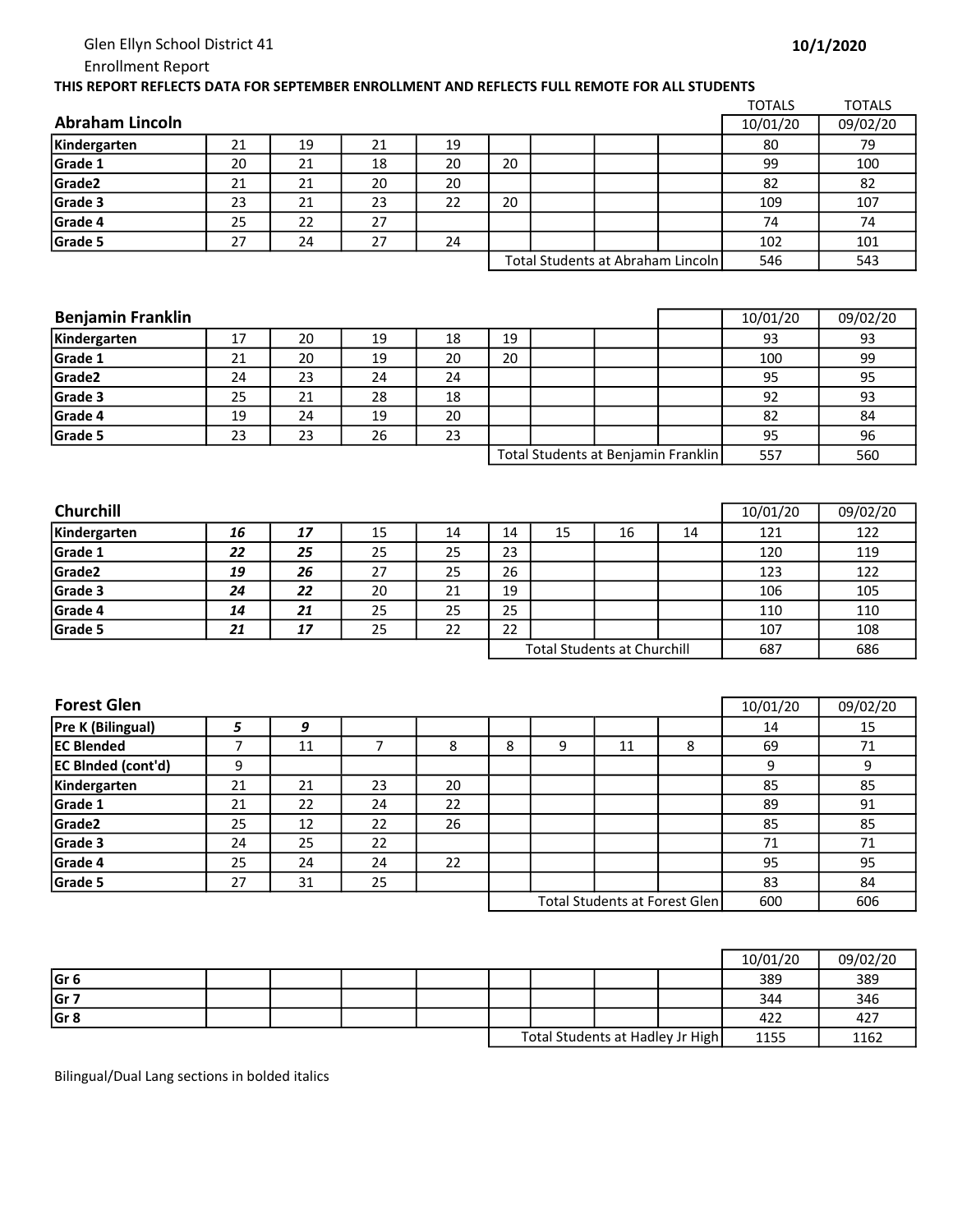Glen Ellyn School District 41

Enrollment Report

**10/1/2020**

**THIS REPORT REFLECTS DATA FOR SEPTEMBER ENROLLMENT AND REFLECTS FULL REMOTE FOR ALL STUDENTS**

| **Abraham Lincoln** | | | | | | | | | TOTALS 10/01/20 | TOTALS 09/02/20 |
|---|---|---|---|---|---|---|---|---|---|---|
| **Kindergarten** | 21 | 19 | 21 | 19 | | | | | 80 | 79 |
| **Grade 1** | 20 | 21 | 18 | 20 | 20 | | | | 99 | 100 |
| **Grade2** | 21 | 21 | 20 | 20 | | | | | 82 | 82 |
| **Grade 3** | 23 | 21 | 23 | 22 | 20 | | | | 109 | 107 |
| **Grade 4** | 25 | 22 | 27 | | | | | | 74 | 74 |
| **Grade 5** | 27 | 24 | 27 | 24 | | | | | 102 | 101 |
| | | | | | Total Students at Abraham Lincoln | | | | 546 | 543 |

| **Benjamin Franklin** | | | | | | | | | 10/01/20 | 09/02/20 |
|---|---|---|---|---|---|---|---|---|---|---|
| **Kindergarten** | 17 | 20 | 19 | 18 | 19 | | | | 93 | 93 |
| **Grade 1** | 21 | 20 | 19 | 20 | 20 | | | | 100 | 99 |
| **Grade2** | 24 | 23 | 24 | 24 | | | | | 95 | 95 |
| **Grade 3** | 25 | 21 | 28 | 18 | | | | | 92 | 93 |
| **Grade 4** | 19 | 24 | 19 | 20 | | | | | 82 | 84 |
| **Grade 5** | 23 | 23 | 26 | 23 | | | | | 95 | 96 |
| | | | | | Total Students at Benjamin Franklin | | | | 557 | 560 |

| **Churchill** | | | | | | | | | 10/01/20 | 09/02/20 |
|---|---|---|---|---|---|---|---|---|---|---|
| **Kindergarten** | ***16*** | ***17*** | 15 | 14 | 14 | 15 | 16 | 14 | 121 | 122 |
| **Grade 1** | ***22*** | ***25*** | 25 | 25 | 23 | | | | 120 | 119 |
| **Grade2** | ***19*** | ***26*** | 27 | 25 | 26 | | | | 123 | 122 |
| **Grade 3** | ***24*** | ***22*** | 20 | 21 | 19 | | | | 106 | 105 |
| **Grade 4** | ***14*** | ***21*** | 25 | 25 | 25 | | | | 110 | 110 |
| **Grade 5** | ***21*** | ***17*** | 25 | 22 | 22 | | | | 107 | 108 |
| | | | | | Total Students at Churchill | | | | 687 | 686 |

| **Forest Glen** | | | | | | | | | 10/01/20 | 09/02/20 |
|---|---|---|---|---|---|---|---|---|---|---|
| **Pre K (Bilingual)** | ***5*** | ***9*** | | | | | | | 14 | 15 |
| **EC Blended** | 7 | 11 | 7 | 8 | 8 | 9 | 11 | 8 | 69 | 71 |
| **EC Blnded (cont'd)** | 9 | | | | | | | | 9 | 9 |
| **Kindergarten** | 21 | 21 | 23 | 20 | | | | | 85 | 85 |
| **Grade 1** | 21 | 22 | 24 | 22 | | | | | 89 | 91 |
| **Grade2** | 25 | 12 | 22 | 26 | | | | | 85 | 85 |
| **Grade 3** | 24 | 25 | 22 | | | | | | 71 | 71 |
| **Grade 4** | 25 | 24 | 24 | 22 | | | | | 95 | 95 |
| **Grade 5** | 27 | 31 | 25 | | | | | | 83 | 84 |
| | | | | | Total Students at Forest Glen | | | | 600 | 606 |

| | | | | | | | | | 10/01/20 | 09/02/20 |
|---|---|---|---|---|---|---|---|---|---|---|
| **Gr 6** | | | | | | | | | 389 | 389 |
| **Gr 7** | | | | | | | | | 344 | 346 |
| **Gr 8** | | | | | | | | | 422 | 427 |
| | | | | | Total Students at Hadley Jr High | | | | 1155 | 1162 |

Bilingual/Dual Lang sections in bolded italics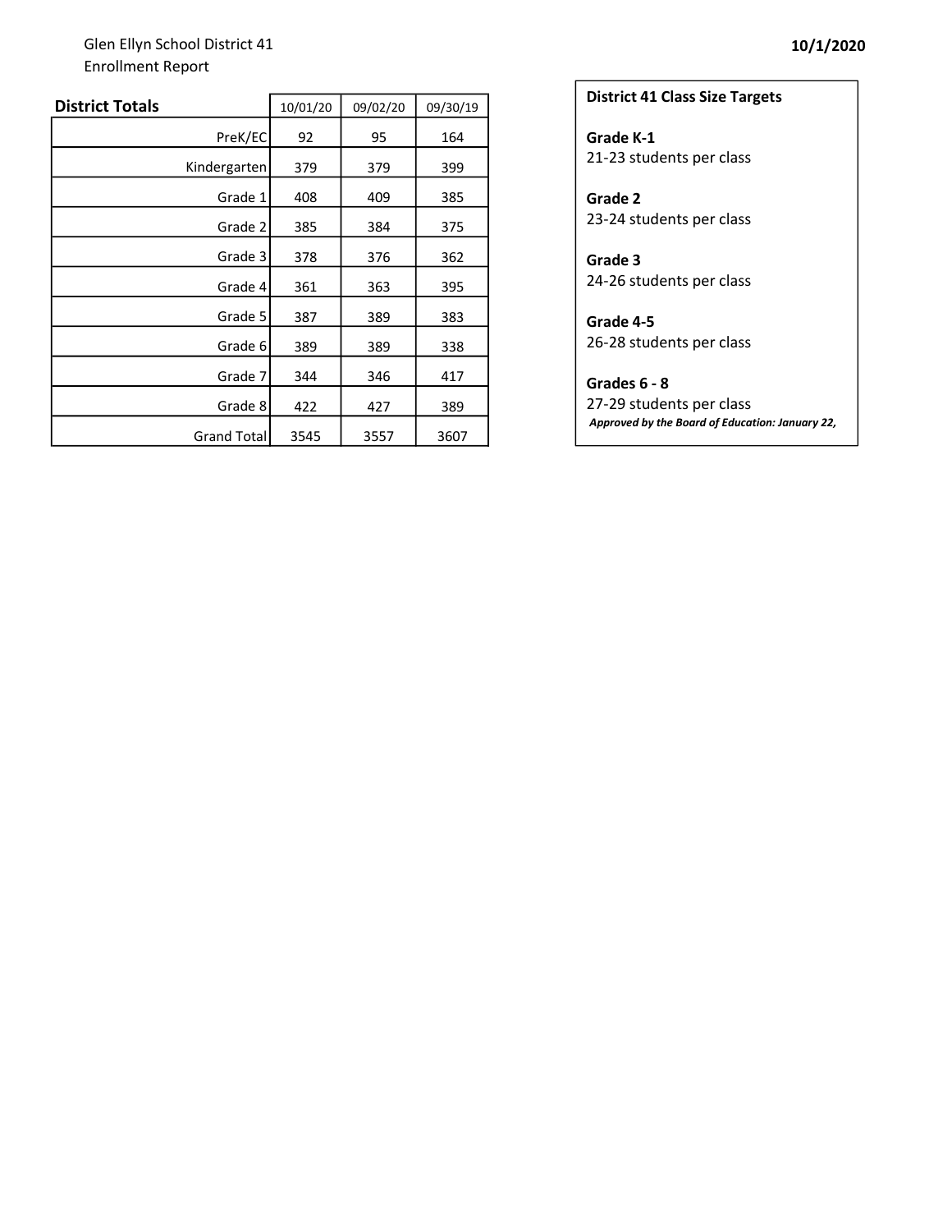Glen Ellyn School District 41
Enrollment Report

**10/1/2020**

| District Totals | 10/01/20 | 09/02/20 | 09/30/19 |
|---|---|---|---|
| PreK/EC | 92 | 95 | 164 |
| Kindergarten | 379 | 379 | 399 |
| Grade 1 | 408 | 409 | 385 |
| Grade 2 | 385 | 384 | 375 |
| Grade 3 | 378 | 376 | 362 |
| Grade 4 | 361 | 363 | 395 |
| Grade 5 | 387 | 389 | 383 |
| Grade 6 | 389 | 389 | 338 |
| Grade 7 | 344 | 346 | 417 |
| Grade 8 | 422 | 427 | 389 |
| Grand Total | 3545 | 3557 | 3607 |

**District 41 Class Size Targets**

**Grade K-1**
21-23 students per class

**Grade 2**
23-24 students per class

**Grade 3**
24-26 students per class

**Grade 4-5**
26-28 students per class

**Grades 6 - 8**
27-29 students per class

***Approved by the Board of Education: January 22,***